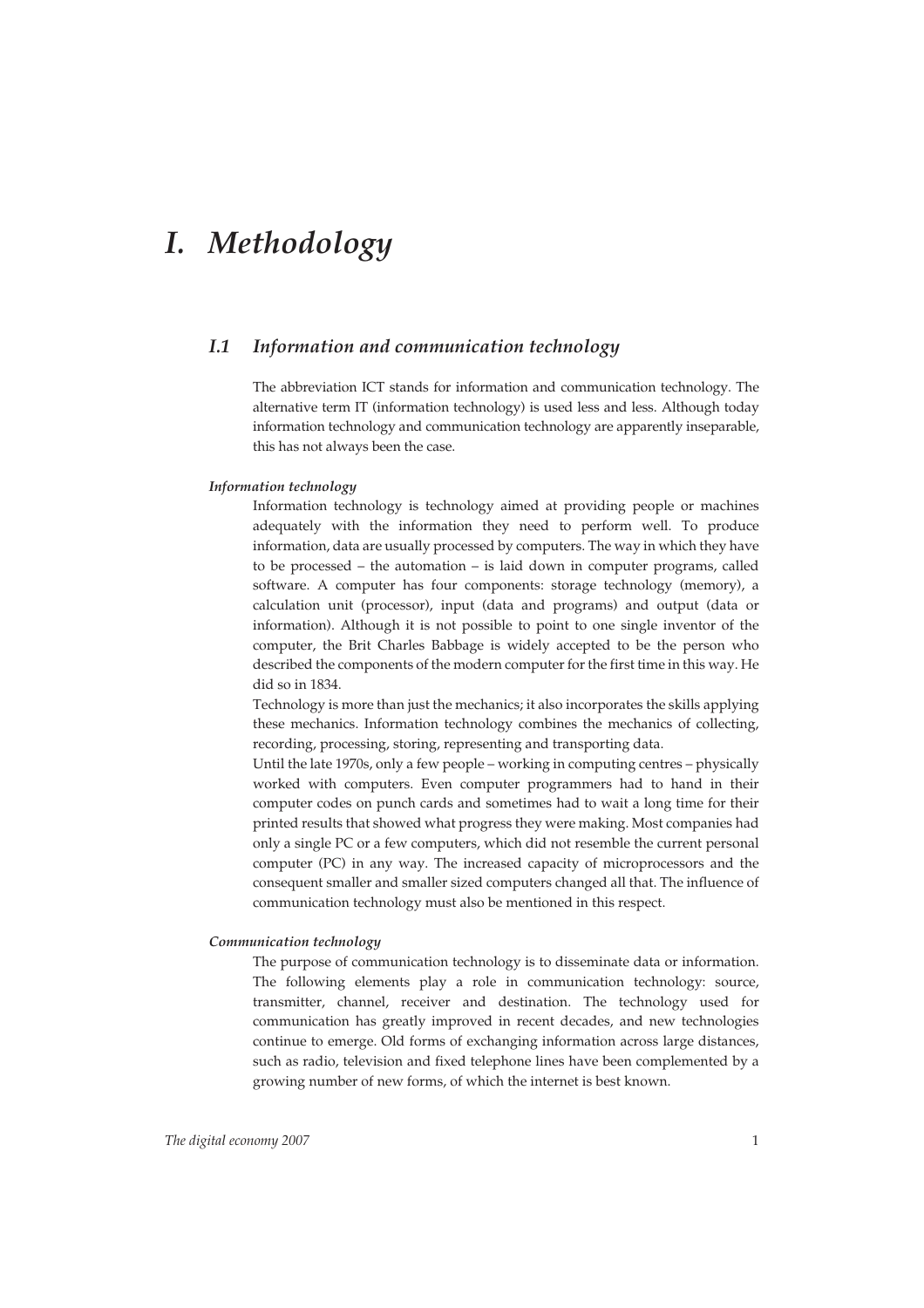# *I. Methodology*

## *I.1 Information and communication technology*

The abbreviation ICT stands for information and communication technology. The alternative term IT (information technology) is used less and less. Although today information technology and communication technology are apparently inseparable, this has not always been the case.

### *Information technology*

Information technology is technology aimed at providing people or machines adequately with the information they need to perform well. To produce information, data are usually processed by computers. The way in which they have to be processed – the automation – is laid down in computer programs, called software. A computer has four components: storage technology (memory), a calculation unit (processor), input (data and programs) and output (data or information). Although it is not possible to point to one single inventor of the computer, the Brit Charles Babbage is widely accepted to be the person who described the components of the modern computer for the first time in this way. He did so in 1834.

Technology is more than just the mechanics; it also incorporates the skills applying these mechanics. Information technology combines the mechanics of collecting, recording, processing, storing, representing and transporting data.

Until the late 1970s, only a few people – working in computing centres – physically worked with computers. Even computer programmers had to hand in their computer codes on punch cards and sometimes had to wait a long time for their printed results that showed what progress they were making. Most companies had only a single PC or a few computers, which did not resemble the current personal computer (PC) in any way. The increased capacity of microprocessors and the consequent smaller and smaller sized computers changed all that. The influence of communication technology must also be mentioned in this respect.

### *Communication technology*

The purpose of communication technology is to disseminate data or information. The following elements play a role in communication technology: source, transmitter, channel, receiver and destination. The technology used for communication has greatly improved in recent decades, and new technologies continue to emerge. Old forms of exchanging information across large distances, such as radio, television and fixed telephone lines have been complemented by a growing number of new forms, of which the internet is best known.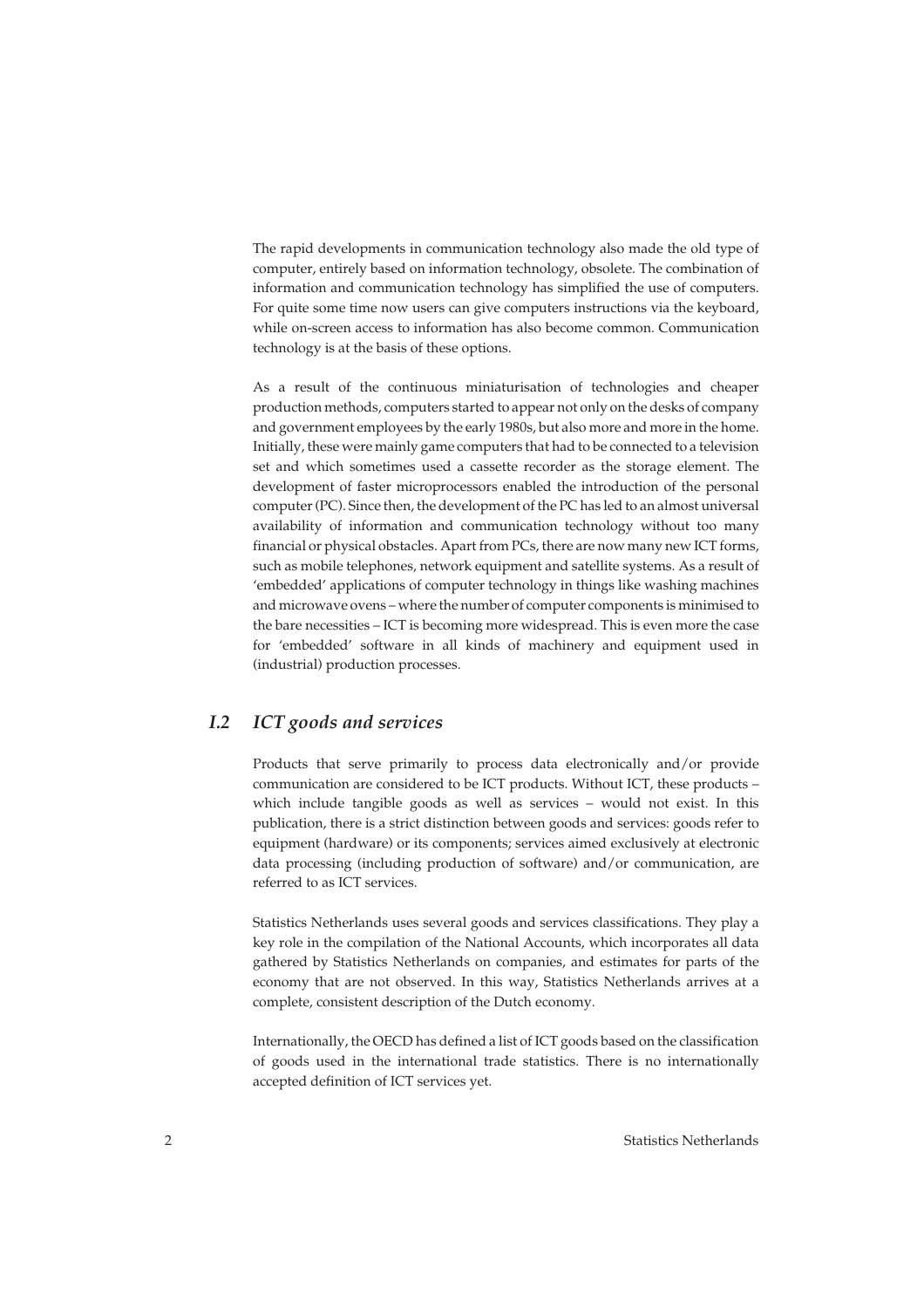The rapid developments in communication technology also made the old type of computer, entirely based on information technology, obsolete. The combination of information and communication technology has simplified the use of computers. For quite some time now users can give computers instructions via the keyboard, while on-screen access to information has also become common. Communication technology is at the basis of these options.

As a result of the continuous miniaturisation of technologies and cheaper production methods, computers started to appear not only on the desks of company and government employees by the early 1980s, but also more and more in the home. Initially, these were mainly game computers that had to be connected to a television set and which sometimes used a cassette recorder as the storage element. The development of faster microprocessors enabled the introduction of the personal computer (PC). Since then, the development of the PC has led to an almost universal availability of information and communication technology without too many financial or physical obstacles. Apart from PCs, there are now many new ICT forms, such as mobile telephones, network equipment and satellite systems. As a result of 'embedded' applications of computer technology in things like washing machines and microwave ovens – where the number of computer components is minimised to the bare necessities – ICT is becoming more widespread. This is even more the case for 'embedded' software in all kinds of machinery and equipment used in (industrial) production processes.

## *I.2 ICT goods and services*

Products that serve primarily to process data electronically and/or provide communication are considered to be ICT products. Without ICT, these products – which include tangible goods as well as services – would not exist. In this publication, there is a strict distinction between goods and services: goods refer to equipment (hardware) or its components; services aimed exclusively at electronic data processing (including production of software) and/or communication, are referred to as ICT services.

Statistics Netherlands uses several goods and services classifications. They play a key role in the compilation of the National Accounts, which incorporates all data gathered by Statistics Netherlands on companies, and estimates for parts of the economy that are not observed. In this way, Statistics Netherlands arrives at a complete, consistent description of the Dutch economy.

Internationally, the OECD has defined a list of ICT goods based on the classification of goods used in the international trade statistics. There is no internationally accepted definition of ICT services yet.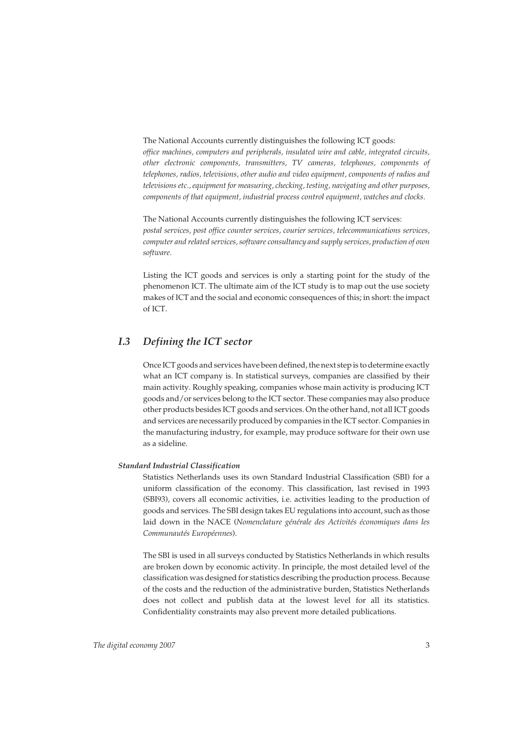The National Accounts currently distinguishes the following ICT goods:
*office machines, computers and peripherals, insulated wire and cable, integrated circuits, other electronic components, transmitters, TV cameras, telephones, components of telephones, radios, televisions, other audio and video equipment, components of radios and televisions etc., equipment for measuring, checking, testing, navigating and other purposes, components of that equipment, industrial process control equipment, watches and clocks.*

The National Accounts currently distinguishes the following ICT services:
*postal services, post office counter services, courier services, telecommunications services, computer and related services, software consultancy and supply services, production of own software.*

Listing the ICT goods and services is only a starting point for the study of the phenomenon ICT. The ultimate aim of the ICT study is to map out the use society makes of ICT and the social and economic consequences of this; in short: the impact of ICT.

## *I.3 Defining the ICT sector*

Once ICT goods and services have been defined, the next step is to determine exactly what an ICT company is. In statistical surveys, companies are classified by their main activity. Roughly speaking, companies whose main activity is producing ICT goods and/or services belong to the ICT sector. These companies may also produce other products besides ICT goods and services. On the other hand, not all ICT goods and services are necessarily produced by companies in the ICT sector. Companies in the manufacturing industry, for example, may produce software for their own use as a sideline.

#### *Standard Industrial Classification*

Statistics Netherlands uses its own Standard Industrial Classification (SBI) for a uniform classification of the economy. This classification, last revised in 1993 (SBI93), covers all economic activities, i.e. activities leading to the production of goods and services. The SBI design takes EU regulations into account, such as those laid down in the NACE (*Nomenclature générale des Activités économiques dans les Communautés Européennes*).

The SBI is used in all surveys conducted by Statistics Netherlands in which results are broken down by economic activity. In principle, the most detailed level of the classification was designed for statistics describing the production process. Because of the costs and the reduction of the administrative burden, Statistics Netherlands does not collect and publish data at the lowest level for all its statistics. Confidentiality constraints may also prevent more detailed publications.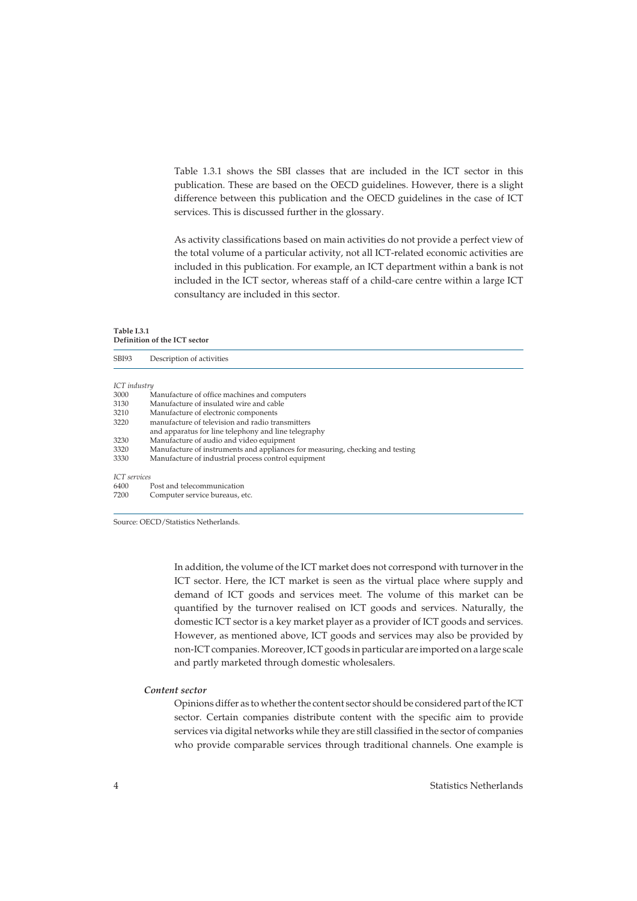Table 1.3.1 shows the SBI classes that are included in the ICT sector in this publication. These are based on the OECD guidelines. However, there is a slight difference between this publication and the OECD guidelines in the case of ICT services. This is discussed further in the glossary.

As activity classifications based on main activities do not provide a perfect view of the total volume of a particular activity, not all ICT-related economic activities are included in this publication. For example, an ICT department within a bank is not included in the ICT sector, whereas staff of a child-care centre within a large ICT consultancy are included in this sector.

**Table I.3.1**
**Definition of the ICT sector**

| SBI93 | Description of activities |
|---|---|
| *ICT industry* | |
| 3000 | Manufacture of office machines and computers |
| 3130 | Manufacture of insulated wire and cable |
| 3210 | Manufacture of electronic components |
| 3220 | manufacture of television and radio transmitters and apparatus for line telephony and line telegraphy |
| 3230 | Manufacture of audio and video equipment |
| 3320 | Manufacture of instruments and appliances for measuring, checking and testing |
| 3330 | Manufacture of industrial process control equipment |
| *ICT services* | |
| 6400 | Post and telecommunication |
| 7200 | Computer service bureaus, etc. |

Source: OECD/Statistics Netherlands.

In addition, the volume of the ICT market does not correspond with turnover in the ICT sector. Here, the ICT market is seen as the virtual place where supply and demand of ICT goods and services meet. The volume of this market can be quantified by the turnover realised on ICT goods and services. Naturally, the domestic ICT sector is a key market player as a provider of ICT goods and services. However, as mentioned above, ICT goods and services may also be provided by non-ICT companies. Moreover, ICT goods in particular are imported on a large scale and partly marketed through domestic wholesalers.

#### *Content sector*

Opinions differ as to whether the content sector should be considered part of the ICT sector. Certain companies distribute content with the specific aim to provide services via digital networks while they are still classified in the sector of companies who provide comparable services through traditional channels. One example is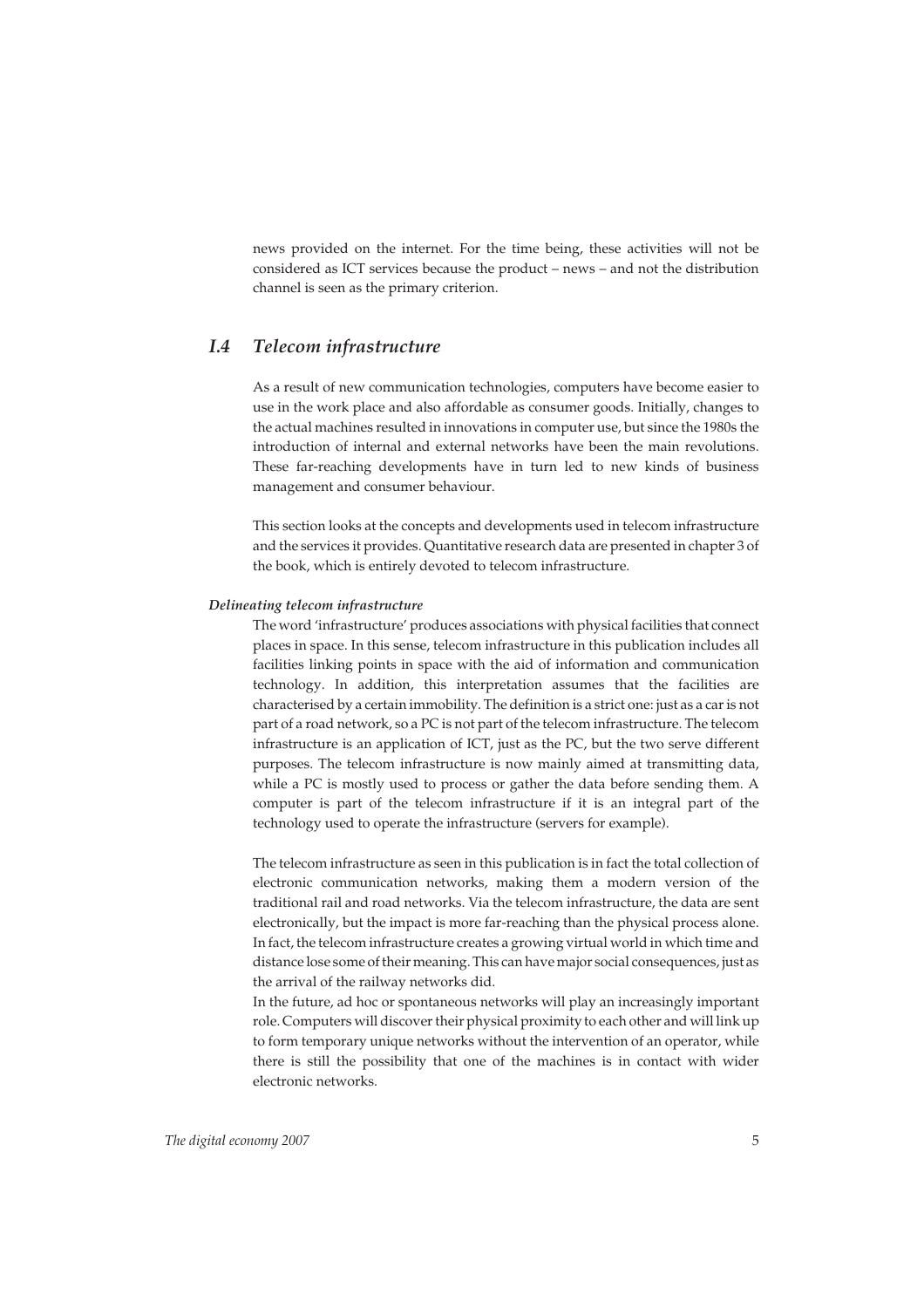news provided on the internet. For the time being, these activities will not be considered as ICT services because the product – news – and not the distribution channel is seen as the primary criterion.

## *I.4 Telecom infrastructure*

As a result of new communication technologies, computers have become easier to use in the work place and also affordable as consumer goods. Initially, changes to the actual machines resulted in innovations in computer use, but since the 1980s the introduction of internal and external networks have been the main revolutions. These far-reaching developments have in turn led to new kinds of business management and consumer behaviour.

This section looks at the concepts and developments used in telecom infrastructure and the services it provides. Quantitative research data are presented in chapter 3 of the book, which is entirely devoted to telecom infrastructure.

#### *Delineating telecom infrastructure*

The word 'infrastructure' produces associations with physical facilities that connect places in space. In this sense, telecom infrastructure in this publication includes all facilities linking points in space with the aid of information and communication technology. In addition, this interpretation assumes that the facilities are characterised by a certain immobility. The definition is a strict one: just as a car is not part of a road network, so a PC is not part of the telecom infrastructure. The telecom infrastructure is an application of ICT, just as the PC, but the two serve different purposes. The telecom infrastructure is now mainly aimed at transmitting data, while a PC is mostly used to process or gather the data before sending them. A computer is part of the telecom infrastructure if it is an integral part of the technology used to operate the infrastructure (servers for example).

The telecom infrastructure as seen in this publication is in fact the total collection of electronic communication networks, making them a modern version of the traditional rail and road networks. Via the telecom infrastructure, the data are sent electronically, but the impact is more far-reaching than the physical process alone. In fact, the telecom infrastructure creates a growing virtual world in which time and distance lose some of their meaning. This can have major social consequences, just as the arrival of the railway networks did.

In the future, ad hoc or spontaneous networks will play an increasingly important role. Computers will discover their physical proximity to each other and will link up to form temporary unique networks without the intervention of an operator, while there is still the possibility that one of the machines is in contact with wider electronic networks.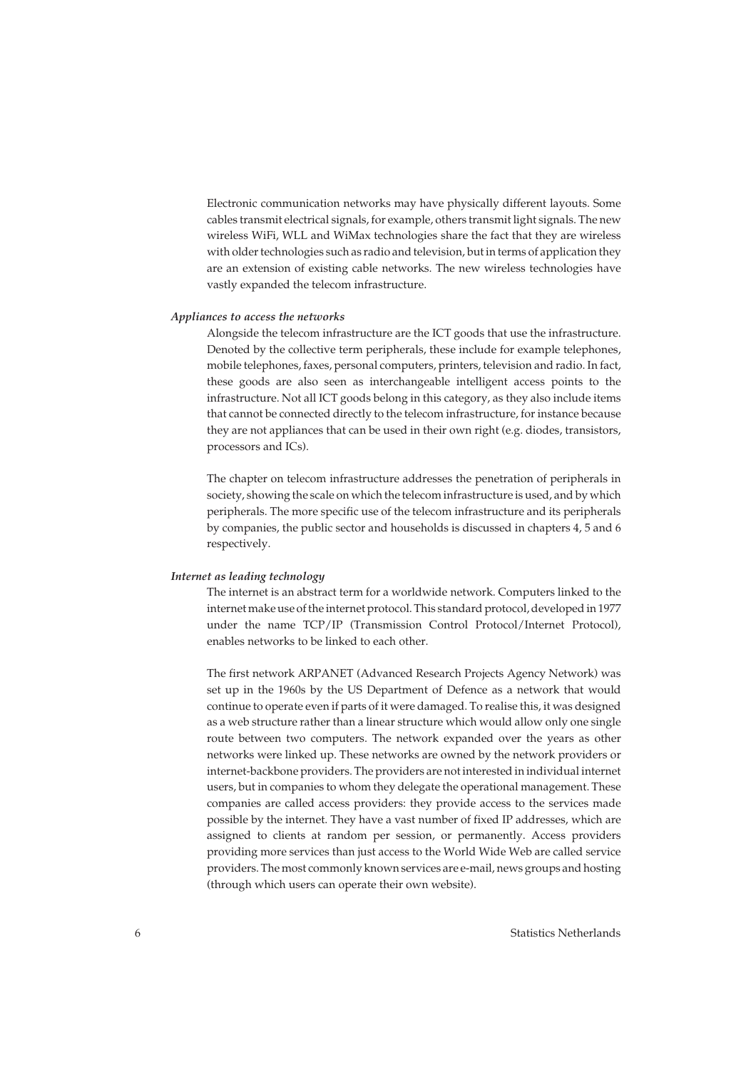Electronic communication networks may have physically different layouts. Some cables transmit electrical signals, for example, others transmit light signals. The new wireless WiFi, WLL and WiMax technologies share the fact that they are wireless with older technologies such as radio and television, but in terms of application they are an extension of existing cable networks. The new wireless technologies have vastly expanded the telecom infrastructure.

***Appliances to access the networks***

Alongside the telecom infrastructure are the ICT goods that use the infrastructure. Denoted by the collective term peripherals, these include for example telephones, mobile telephones, faxes, personal computers, printers, television and radio. In fact, these goods are also seen as interchangeable intelligent access points to the infrastructure. Not all ICT goods belong in this category, as they also include items that cannot be connected directly to the telecom infrastructure, for instance because they are not appliances that can be used in their own right (e.g. diodes, transistors, processors and ICs).

The chapter on telecom infrastructure addresses the penetration of peripherals in society, showing the scale on which the telecom infrastructure is used, and by which peripherals. The more specific use of the telecom infrastructure and its peripherals by companies, the public sector and households is discussed in chapters 4, 5 and 6 respectively.

***Internet as leading technology***

The internet is an abstract term for a worldwide network. Computers linked to the internet make use of the internet protocol. This standard protocol, developed in 1977 under the name TCP/IP (Transmission Control Protocol/Internet Protocol), enables networks to be linked to each other.

The first network ARPANET (Advanced Research Projects Agency Network) was set up in the 1960s by the US Department of Defence as a network that would continue to operate even if parts of it were damaged. To realise this, it was designed as a web structure rather than a linear structure which would allow only one single route between two computers. The network expanded over the years as other networks were linked up. These networks are owned by the network providers or internet-backbone providers. The providers are not interested in individual internet users, but in companies to whom they delegate the operational management. These companies are called access providers: they provide access to the services made possible by the internet. They have a vast number of fixed IP addresses, which are assigned to clients at random per session, or permanently. Access providers providing more services than just access to the World Wide Web are called service providers. The most commonly known services are e-mail, news groups and hosting (through which users can operate their own website).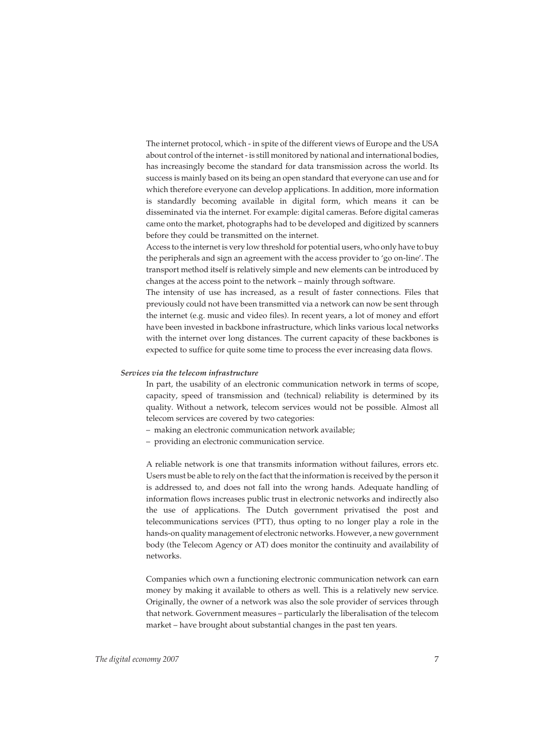The internet protocol, which - in spite of the different views of Europe and the USA about control of the internet - is still monitored by national and international bodies, has increasingly become the standard for data transmission across the world. Its success is mainly based on its being an open standard that everyone can use and for which therefore everyone can develop applications. In addition, more information is standardly becoming available in digital form, which means it can be disseminated via the internet. For example: digital cameras. Before digital cameras came onto the market, photographs had to be developed and digitized by scanners before they could be transmitted on the internet.

Access to the internet is very low threshold for potential users, who only have to buy the peripherals and sign an agreement with the access provider to 'go on-line'. The transport method itself is relatively simple and new elements can be introduced by changes at the access point to the network – mainly through software.

The intensity of use has increased, as a result of faster connections. Files that previously could not have been transmitted via a network can now be sent through the internet (e.g. music and video files). In recent years, a lot of money and effort have been invested in backbone infrastructure, which links various local networks with the internet over long distances. The current capacity of these backbones is expected to suffice for quite some time to process the ever increasing data flows.

***Services via the telecom infrastructure***

In part, the usability of an electronic communication network in terms of scope, capacity, speed of transmission and (technical) reliability is determined by its quality. Without a network, telecom services would not be possible. Almost all telecom services are covered by two categories:

- making an electronic communication network available;
- providing an electronic communication service.

A reliable network is one that transmits information without failures, errors etc. Users must be able to rely on the fact that the information is received by the person it is addressed to, and does not fall into the wrong hands. Adequate handling of information flows increases public trust in electronic networks and indirectly also the use of applications. The Dutch government privatised the post and telecommunications services (PTT), thus opting to no longer play a role in the hands-on quality management of electronic networks. However, a new government body (the Telecom Agency or AT) does monitor the continuity and availability of networks.

Companies which own a functioning electronic communication network can earn money by making it available to others as well. This is a relatively new service. Originally, the owner of a network was also the sole provider of services through that network. Government measures – particularly the liberalisation of the telecom market – have brought about substantial changes in the past ten years.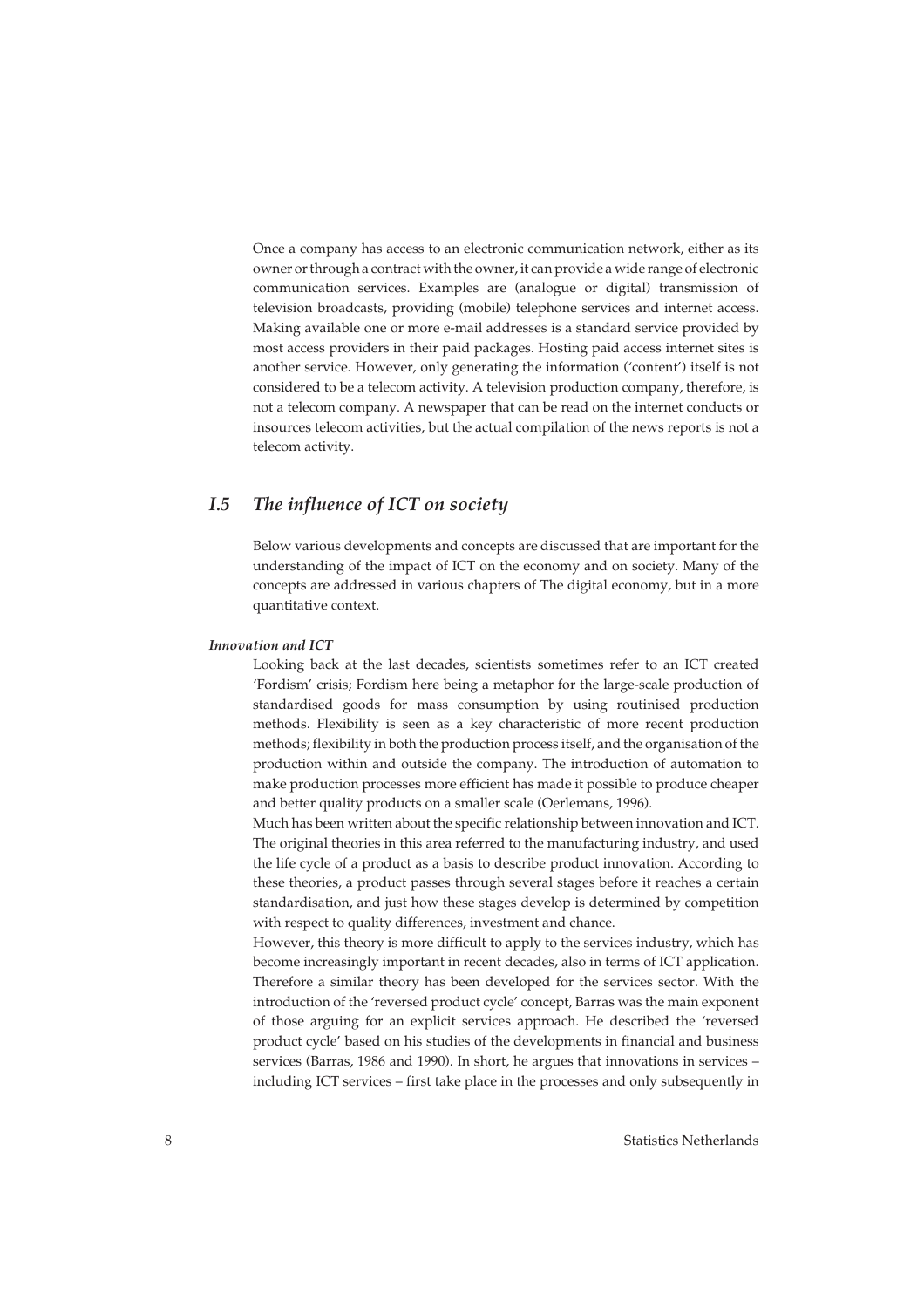Once a company has access to an electronic communication network, either as its owner or through a contract with the owner, it can provide a wide range of electronic communication services. Examples are (analogue or digital) transmission of television broadcasts, providing (mobile) telephone services and internet access. Making available one or more e-mail addresses is a standard service provided by most access providers in their paid packages. Hosting paid access internet sites is another service. However, only generating the information ('content') itself is not considered to be a telecom activity. A television production company, therefore, is not a telecom company. A newspaper that can be read on the internet conducts or insources telecom activities, but the actual compilation of the news reports is not a telecom activity.

## *I.5 The influence of ICT on society*

Below various developments and concepts are discussed that are important for the understanding of the impact of ICT on the economy and on society. Many of the concepts are addressed in various chapters of The digital economy, but in a more quantitative context.

***Innovation and ICT***

Looking back at the last decades, scientists sometimes refer to an ICT created 'Fordism' crisis; Fordism here being a metaphor for the large-scale production of standardised goods for mass consumption by using routinised production methods. Flexibility is seen as a key characteristic of more recent production methods; flexibility in both the production process itself, and the organisation of the production within and outside the company. The introduction of automation to make production processes more efficient has made it possible to produce cheaper and better quality products on a smaller scale (Oerlemans, 1996).

Much has been written about the specific relationship between innovation and ICT. The original theories in this area referred to the manufacturing industry, and used the life cycle of a product as a basis to describe product innovation. According to these theories, a product passes through several stages before it reaches a certain standardisation, and just how these stages develop is determined by competition with respect to quality differences, investment and chance.

However, this theory is more difficult to apply to the services industry, which has become increasingly important in recent decades, also in terms of ICT application. Therefore a similar theory has been developed for the services sector. With the introduction of the 'reversed product cycle' concept, Barras was the main exponent of those arguing for an explicit services approach. He described the 'reversed product cycle' based on his studies of the developments in financial and business services (Barras, 1986 and 1990). In short, he argues that innovations in services – including ICT services – first take place in the processes and only subsequently in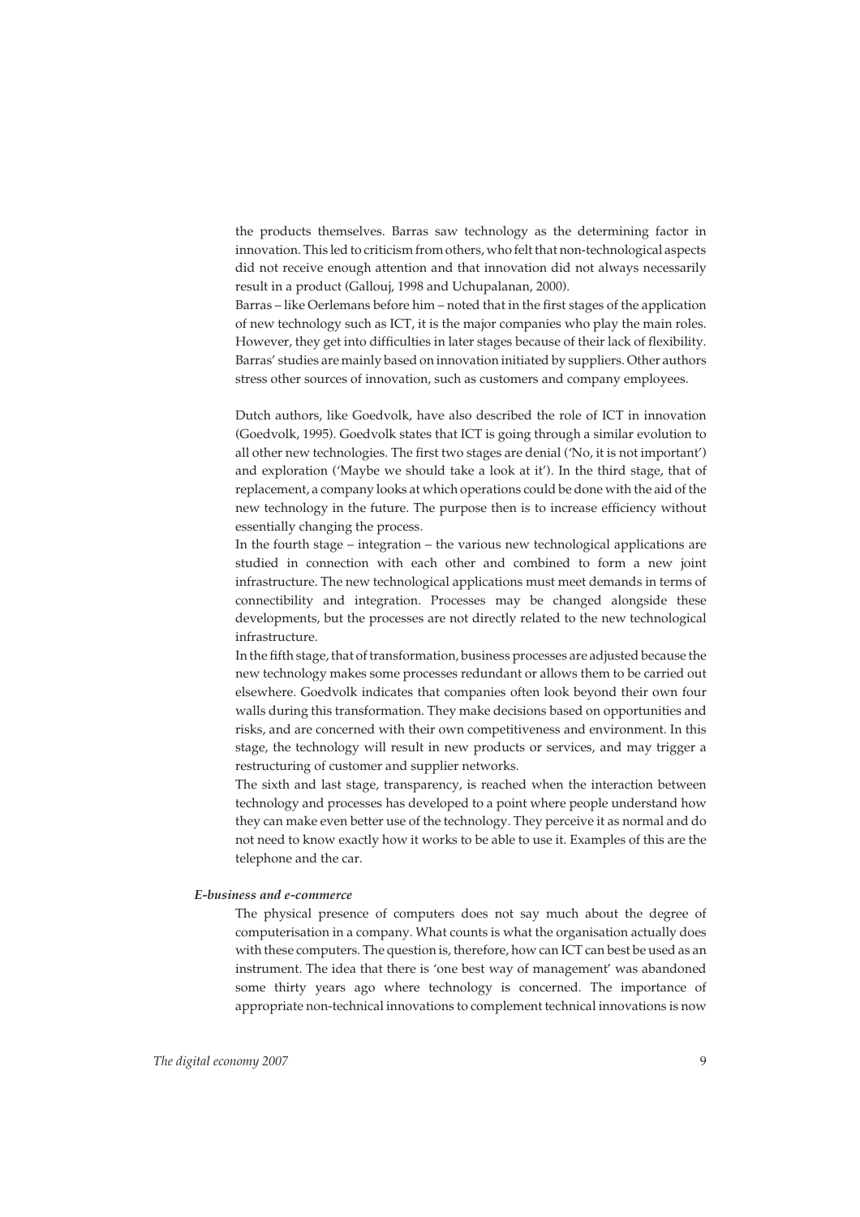the products themselves. Barras saw technology as the determining factor in innovation. This led to criticism from others, who felt that non-technological aspects did not receive enough attention and that innovation did not always necessarily result in a product (Gallouj, 1998 and Uchupalanan, 2000).

Barras – like Oerlemans before him – noted that in the first stages of the application of new technology such as ICT, it is the major companies who play the main roles. However, they get into difficulties in later stages because of their lack of flexibility. Barras' studies are mainly based on innovation initiated by suppliers. Other authors stress other sources of innovation, such as customers and company employees.

Dutch authors, like Goedvolk, have also described the role of ICT in innovation (Goedvolk, 1995). Goedvolk states that ICT is going through a similar evolution to all other new technologies. The first two stages are denial ('No, it is not important') and exploration ('Maybe we should take a look at it'). In the third stage, that of replacement, a company looks at which operations could be done with the aid of the new technology in the future. The purpose then is to increase efficiency without essentially changing the process.

In the fourth stage – integration – the various new technological applications are studied in connection with each other and combined to form a new joint infrastructure. The new technological applications must meet demands in terms of connectibility and integration. Processes may be changed alongside these developments, but the processes are not directly related to the new technological infrastructure.

In the fifth stage, that of transformation, business processes are adjusted because the new technology makes some processes redundant or allows them to be carried out elsewhere. Goedvolk indicates that companies often look beyond their own four walls during this transformation. They make decisions based on opportunities and risks, and are concerned with their own competitiveness and environment. In this stage, the technology will result in new products or services, and may trigger a restructuring of customer and supplier networks.

The sixth and last stage, transparency, is reached when the interaction between technology and processes has developed to a point where people understand how they can make even better use of the technology. They perceive it as normal and do not need to know exactly how it works to be able to use it. Examples of this are the telephone and the car.

***E-business and e-commerce***

The physical presence of computers does not say much about the degree of computerisation in a company. What counts is what the organisation actually does with these computers. The question is, therefore, how can ICT can best be used as an instrument. The idea that there is 'one best way of management' was abandoned some thirty years ago where technology is concerned. The importance of appropriate non-technical innovations to complement technical innovations is now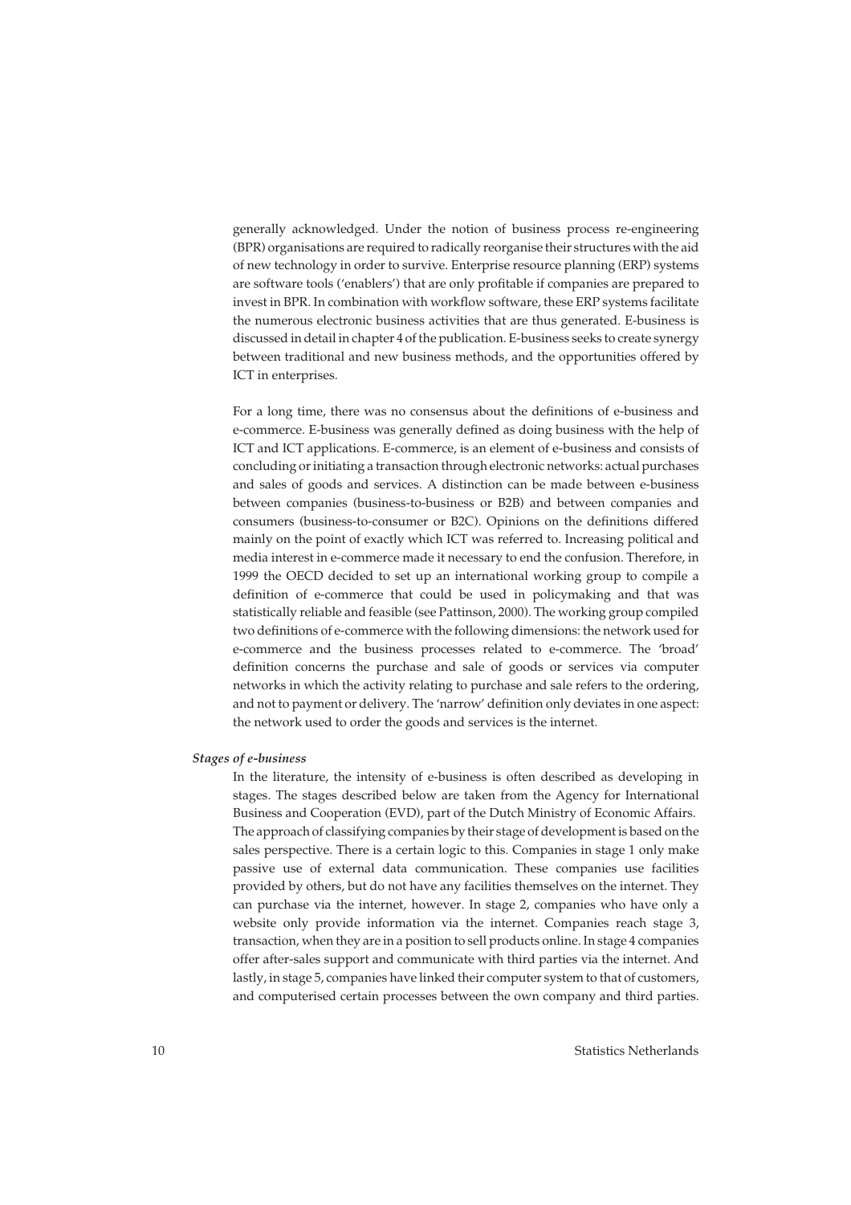generally acknowledged. Under the notion of business process re-engineering (BPR) organisations are required to radically reorganise their structures with the aid of new technology in order to survive. Enterprise resource planning (ERP) systems are software tools ('enablers') that are only profitable if companies are prepared to invest in BPR. In combination with workflow software, these ERP systems facilitate the numerous electronic business activities that are thus generated. E-business is discussed in detail in chapter 4 of the publication. E-business seeks to create synergy between traditional and new business methods, and the opportunities offered by ICT in enterprises.

For a long time, there was no consensus about the definitions of e-business and e-commerce. E-business was generally defined as doing business with the help of ICT and ICT applications. E-commerce, is an element of e-business and consists of concluding or initiating a transaction through electronic networks: actual purchases and sales of goods and services. A distinction can be made between e-business between companies (business-to-business or B2B) and between companies and consumers (business-to-consumer or B2C). Opinions on the definitions differed mainly on the point of exactly which ICT was referred to. Increasing political and media interest in e-commerce made it necessary to end the confusion. Therefore, in 1999 the OECD decided to set up an international working group to compile a definition of e-commerce that could be used in policymaking and that was statistically reliable and feasible (see Pattinson, 2000). The working group compiled two definitions of e-commerce with the following dimensions: the network used for e-commerce and the business processes related to e-commerce. The 'broad' definition concerns the purchase and sale of goods or services via computer networks in which the activity relating to purchase and sale refers to the ordering, and not to payment or delivery. The 'narrow' definition only deviates in one aspect: the network used to order the goods and services is the internet.

***Stages of e-business***

In the literature, the intensity of e-business is often described as developing in stages. The stages described below are taken from the Agency for International Business and Cooperation (EVD), part of the Dutch Ministry of Economic Affairs. The approach of classifying companies by their stage of development is based on the sales perspective. There is a certain logic to this. Companies in stage 1 only make passive use of external data communication. These companies use facilities provided by others, but do not have any facilities themselves on the internet. They can purchase via the internet, however. In stage 2, companies who have only a website only provide information via the internet. Companies reach stage 3, transaction, when they are in a position to sell products online. In stage 4 companies offer after-sales support and communicate with third parties via the internet. And lastly, in stage 5, companies have linked their computer system to that of customers, and computerised certain processes between the own company and third parties.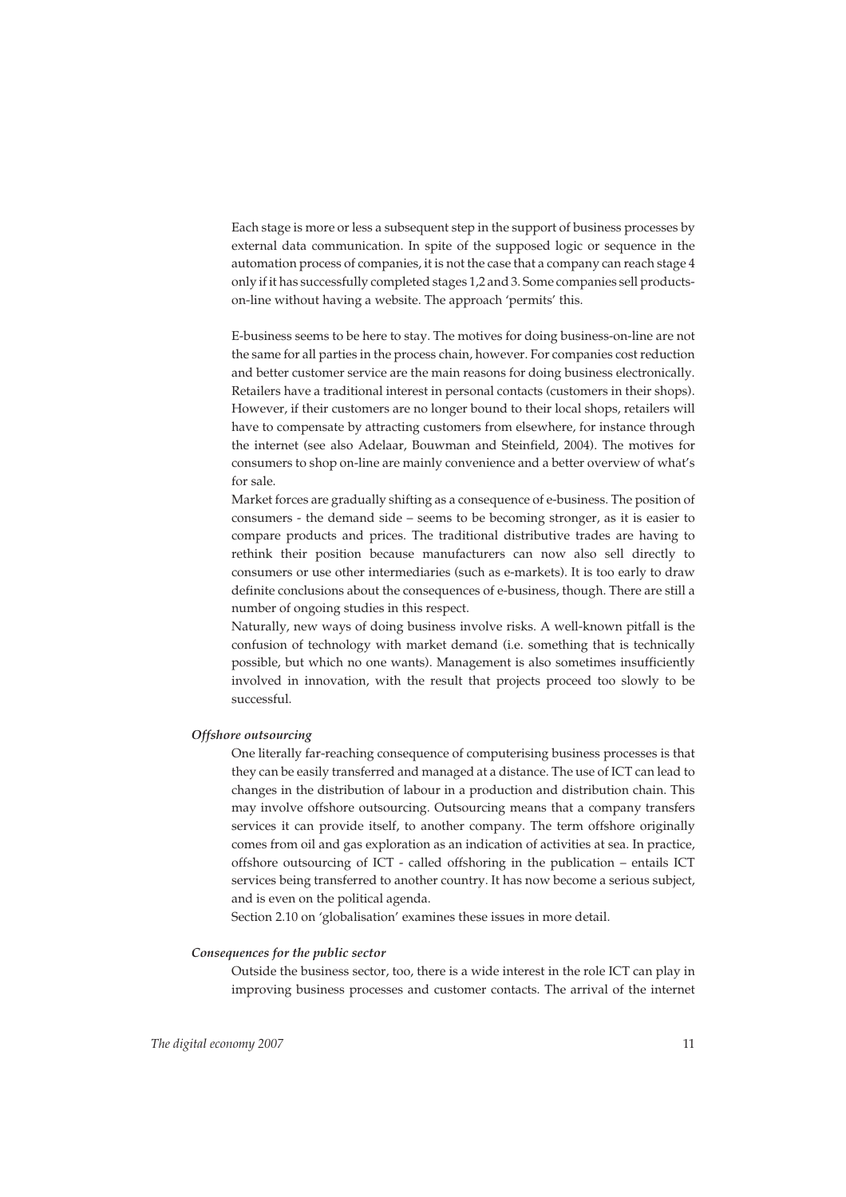Each stage is more or less a subsequent step in the support of business processes by external data communication. In spite of the supposed logic or sequence in the automation process of companies, it is not the case that a company can reach stage 4 only if it has successfully completed stages 1,2 and 3. Some companies sell products-on-line without having a website. The approach 'permits' this.

E-business seems to be here to stay. The motives for doing business-on-line are not the same for all parties in the process chain, however. For companies cost reduction and better customer service are the main reasons for doing business electronically. Retailers have a traditional interest in personal contacts (customers in their shops). However, if their customers are no longer bound to their local shops, retailers will have to compensate by attracting customers from elsewhere, for instance through the internet (see also Adelaar, Bouwman and Steinfield, 2004). The motives for consumers to shop on-line are mainly convenience and a better overview of what's for sale.

Market forces are gradually shifting as a consequence of e-business. The position of consumers - the demand side – seems to be becoming stronger, as it is easier to compare products and prices. The traditional distributive trades are having to rethink their position because manufacturers can now also sell directly to consumers or use other intermediaries (such as e-markets). It is too early to draw definite conclusions about the consequences of e-business, though. There are still a number of ongoing studies in this respect.

Naturally, new ways of doing business involve risks. A well-known pitfall is the confusion of technology with market demand (i.e. something that is technically possible, but which no one wants). Management is also sometimes insufficiently involved in innovation, with the result that projects proceed too slowly to be successful.

***Offshore outsourcing***

One literally far-reaching consequence of computerising business processes is that they can be easily transferred and managed at a distance. The use of ICT can lead to changes in the distribution of labour in a production and distribution chain. This may involve offshore outsourcing. Outsourcing means that a company transfers services it can provide itself, to another company. The term offshore originally comes from oil and gas exploration as an indication of activities at sea. In practice, offshore outsourcing of ICT - called offshoring in the publication – entails ICT services being transferred to another country. It has now become a serious subject, and is even on the political agenda.

Section 2.10 on 'globalisation' examines these issues in more detail.

***Consequences for the public sector***

Outside the business sector, too, there is a wide interest in the role ICT can play in improving business processes and customer contacts. The arrival of the internet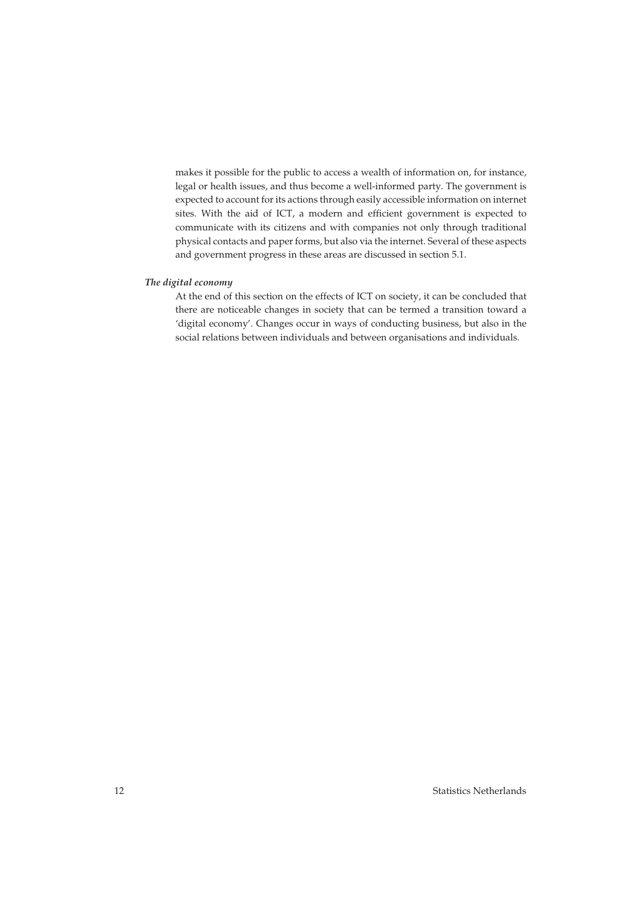makes it possible for the public to access a wealth of information on, for instance, legal or health issues, and thus become a well-informed party. The government is expected to account for its actions through easily accessible information on internet sites. With the aid of ICT, a modern and efficient government is expected to communicate with its citizens and with companies not only through traditional physical contacts and paper forms, but also via the internet. Several of these aspects and government progress in these areas are discussed in section 5.1.

***The digital economy***

At the end of this section on the effects of ICT on society, it can be concluded that there are noticeable changes in society that can be termed a transition toward a 'digital economy'. Changes occur in ways of conducting business, but also in the social relations between individuals and between organisations and individuals.